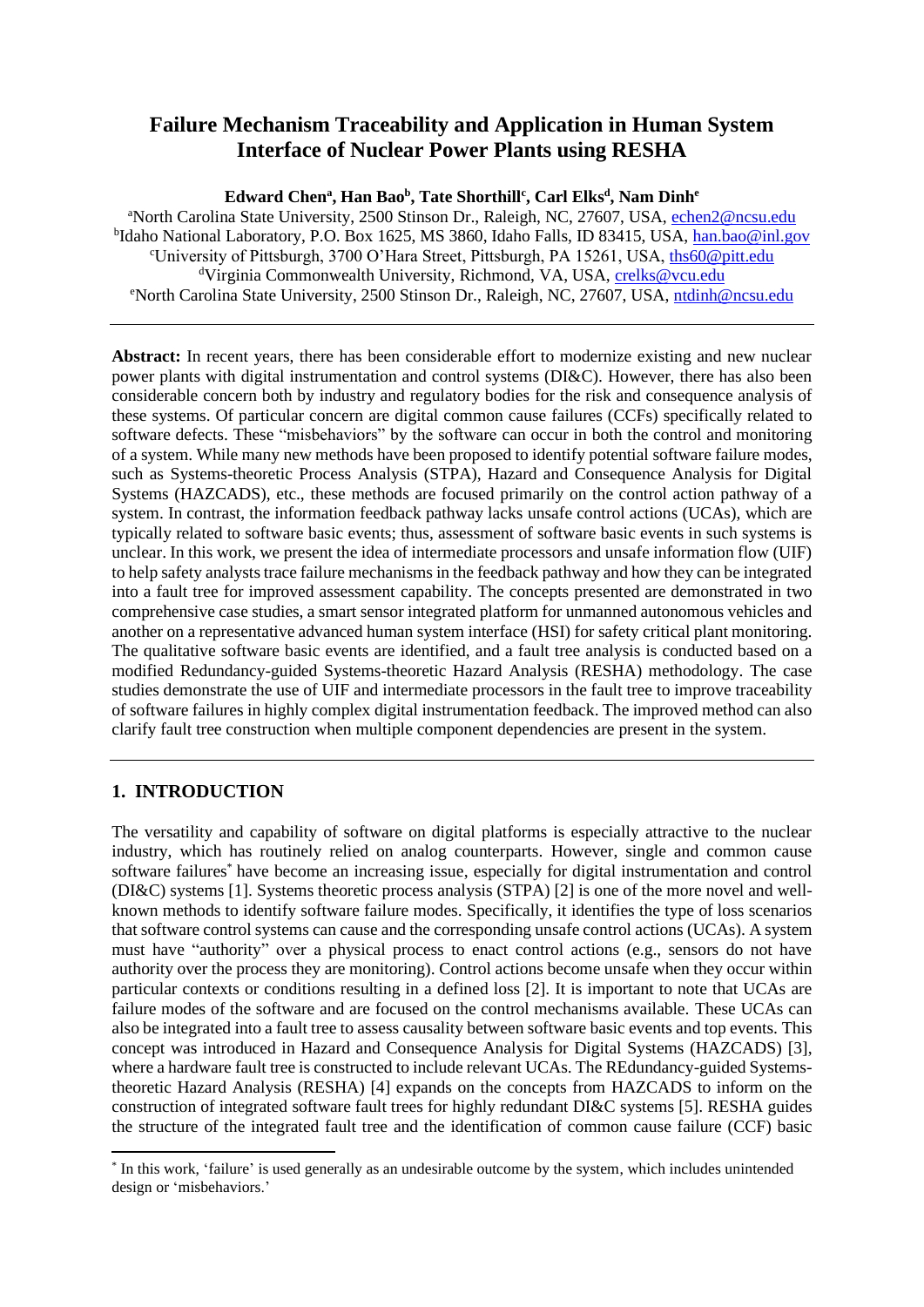# Failure Mechanism Traceability and Application in Human System Interface of Nuclear Power Plants using RESHA

**Edward Chen[a], Han Bao[b], Tate Shorthill[c], Carl Elks[d], Nam Dinh[e]**

[a]North Carolina State University, 2500 Stinson Dr., Raleigh, NC, 27607, USA, echen2@ncsu.edu
[b]Idaho National Laboratory, P.O. Box 1625, MS 3860, Idaho Falls, ID 83415, USA, han.bao@inl.gov
[c]University of Pittsburgh, 3700 O'Hara Street, Pittsburgh, PA 15261, USA, ths60@pitt.edu
[d]Virginia Commonwealth University, Richmond, VA, USA, crelks@vcu.edu
[e]North Carolina State University, 2500 Stinson Dr., Raleigh, NC, 27607, USA, ntdinh@ncsu.edu

---

**Abstract:** In recent years, there has been considerable effort to modernize existing and new nuclear power plants with digital instrumentation and control systems (DI&C). However, there has also been considerable concern both by industry and regulatory bodies for the risk and consequence analysis of these systems. Of particular concern are digital common cause failures (CCFs) specifically related to software defects. These "misbehaviors" by the software can occur in both the control and monitoring of a system. While many new methods have been proposed to identify potential software failure modes, such as Systems-theoretic Process Analysis (STPA), Hazard and Consequence Analysis for Digital Systems (HAZCADS), etc., these methods are focused primarily on the control action pathway of a system. In contrast, the information feedback pathway lacks unsafe control actions (UCAs), which are typically related to software basic events; thus, assessment of software basic events in such systems is unclear. In this work, we present the idea of intermediate processors and unsafe information flow (UIF) to help safety analysts trace failure mechanisms in the feedback pathway and how they can be integrated into a fault tree for improved assessment capability. The concepts presented are demonstrated in two comprehensive case studies, a smart sensor integrated platform for unmanned autonomous vehicles and another on a representative advanced human system interface (HSI) for safety critical plant monitoring. The qualitative software basic events are identified, and a fault tree analysis is conducted based on a modified Redundancy-guided Systems-theoretic Hazard Analysis (RESHA) methodology. The case studies demonstrate the use of UIF and intermediate processors in the fault tree to improve traceability of software failures in highly complex digital instrumentation feedback. The improved method can also clarify fault tree construction when multiple component dependencies are present in the system.

---

## 1. INTRODUCTION

The versatility and capability of software on digital platforms is especially attractive to the nuclear industry, which has routinely relied on analog counterparts. However, single and common cause software failures* have become an increasing issue, especially for digital instrumentation and control (DI&C) systems [1]. Systems theoretic process analysis (STPA) [2] is one of the more novel and well-known methods to identify software failure modes. Specifically, it identifies the type of loss scenarios that software control systems can cause and the corresponding unsafe control actions (UCAs). A system must have "authority" over a physical process to enact control actions (e.g., sensors do not have authority over the process they are monitoring). Control actions become unsafe when they occur within particular contexts or conditions resulting in a defined loss [2]. It is important to note that UCAs are failure modes of the software and are focused on the control mechanisms available. These UCAs can also be integrated into a fault tree to assess causality between software basic events and top events. This concept was introduced in Hazard and Consequence Analysis for Digital Systems (HAZCADS) [3], where a hardware fault tree is constructed to include relevant UCAs. The REdundancy-guided Systems-theoretic Hazard Analysis (RESHA) [4] expands on the concepts from HAZCADS to inform on the construction of integrated software fault trees for highly redundant DI&C systems [5]. RESHA guides the structure of the integrated fault tree and the identification of common cause failure (CCF) basic

---

* In this work, 'failure' is used generally as an undesirable outcome by the system, which includes unintended design or 'misbehaviors.'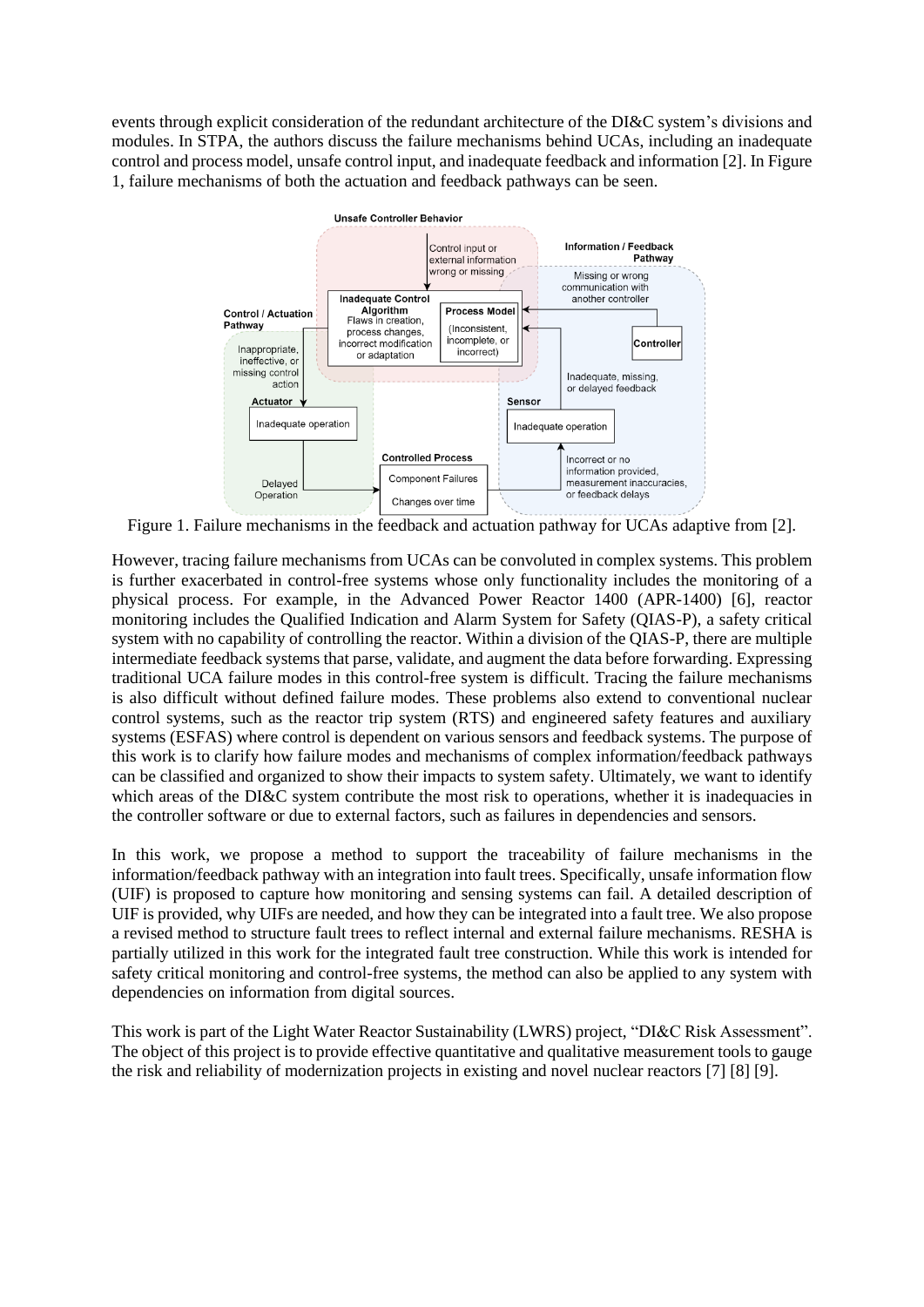events through explicit consideration of the redundant architecture of the DI&C system's divisions and modules. In STPA, the authors discuss the failure mechanisms behind UCAs, including an inadequate control and process model, unsafe control input, and inadequate feedback and information [2]. In Figure 1, failure mechanisms of both the actuation and feedback pathways can be seen.

Figure 1. Failure mechanisms in the feedback and actuation pathway for UCAs adaptive from [2].

However, tracing failure mechanisms from UCAs can be convoluted in complex systems. This problem is further exacerbated in control-free systems whose only functionality includes the monitoring of a physical process. For example, in the Advanced Power Reactor 1400 (APR-1400) [6], reactor monitoring includes the Qualified Indication and Alarm System for Safety (QIAS-P), a safety critical system with no capability of controlling the reactor. Within a division of the QIAS-P, there are multiple intermediate feedback systems that parse, validate, and augment the data before forwarding. Expressing traditional UCA failure modes in this control-free system is difficult. Tracing the failure mechanisms is also difficult without defined failure modes. These problems also extend to conventional nuclear control systems, such as the reactor trip system (RTS) and engineered safety features and auxiliary systems (ESFAS) where control is dependent on various sensors and feedback systems. The purpose of this work is to clarify how failure modes and mechanisms of complex information/feedback pathways can be classified and organized to show their impacts to system safety. Ultimately, we want to identify which areas of the DI&C system contribute the most risk to operations, whether it is inadequacies in the controller software or due to external factors, such as failures in dependencies and sensors.

In this work, we propose a method to support the traceability of failure mechanisms in the information/feedback pathway with an integration into fault trees. Specifically, unsafe information flow (UIF) is proposed to capture how monitoring and sensing systems can fail. A detailed description of UIF is provided, why UIFs are needed, and how they can be integrated into a fault tree. We also propose a revised method to structure fault trees to reflect internal and external failure mechanisms. RESHA is partially utilized in this work for the integrated fault tree construction. While this work is intended for safety critical monitoring and control-free systems, the method can also be applied to any system with dependencies on information from digital sources.

This work is part of the Light Water Reactor Sustainability (LWRS) project, "DI&C Risk Assessment". The object of this project is to provide effective quantitative and qualitative measurement tools to gauge the risk and reliability of modernization projects in existing and novel nuclear reactors [7] [8] [9].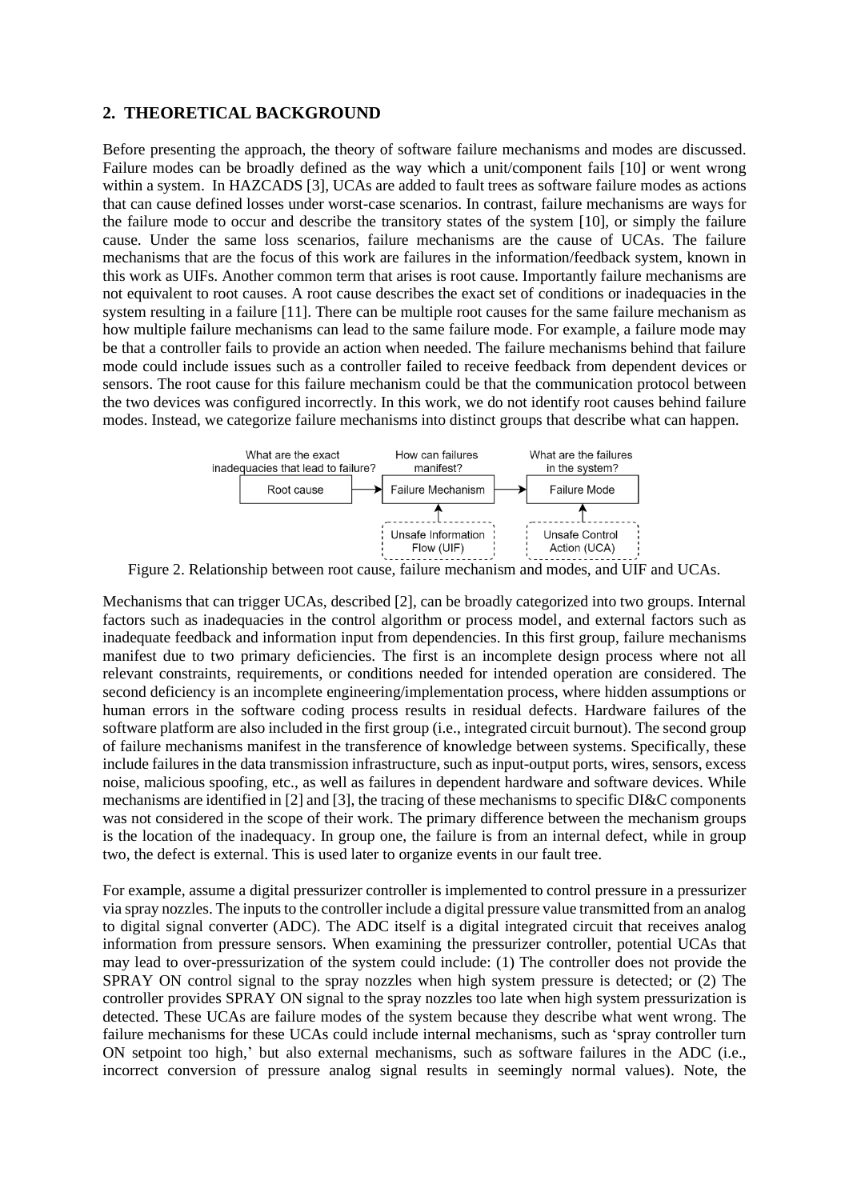## 2. THEORETICAL BACKGROUND

Before presenting the approach, the theory of software failure mechanisms and modes are discussed. Failure modes can be broadly defined as the way which a unit/component fails [10] or went wrong within a system. In HAZCADS [3], UCAs are added to fault trees as software failure modes as actions that can cause defined losses under worst-case scenarios. In contrast, failure mechanisms are ways for the failure mode to occur and describe the transitory states of the system [10], or simply the failure cause. Under the same loss scenarios, failure mechanisms are the cause of UCAs. The failure mechanisms that are the focus of this work are failures in the information/feedback system, known in this work as UIFs. Another common term that arises is root cause. Importantly failure mechanisms are not equivalent to root causes. A root cause describes the exact set of conditions or inadequacies in the system resulting in a failure [11]. There can be multiple root causes for the same failure mechanism as how multiple failure mechanisms can lead to the same failure mode. For example, a failure mode may be that a controller fails to provide an action when needed. The failure mechanisms behind that failure mode could include issues such as a controller failed to receive feedback from dependent devices or sensors. The root cause for this failure mechanism could be that the communication protocol between the two devices was configured incorrectly. In this work, we do not identify root causes behind failure modes. Instead, we categorize failure mechanisms into distinct groups that describe what can happen.

What are the exact inadequacies that lead to failure? | How can failures manifest? | What are the failures in the system?

Root cause → Failure Mechanism → Failure Mode

Unsafe Information Flow (UIF) | Unsafe Control Action (UCA)

Figure 2. Relationship between root cause, failure mechanism and modes, and UIF and UCAs.

Mechanisms that can trigger UCAs, described [2], can be broadly categorized into two groups. Internal factors such as inadequacies in the control algorithm or process model, and external factors such as inadequate feedback and information input from dependencies. In this first group, failure mechanisms manifest due to two primary deficiencies. The first is an incomplete design process where not all relevant constraints, requirements, or conditions needed for intended operation are considered. The second deficiency is an incomplete engineering/implementation process, where hidden assumptions or human errors in the software coding process results in residual defects. Hardware failures of the software platform are also included in the first group (i.e., integrated circuit burnout). The second group of failure mechanisms manifest in the transference of knowledge between systems. Specifically, these include failures in the data transmission infrastructure, such as input-output ports, wires, sensors, excess noise, malicious spoofing, etc., as well as failures in dependent hardware and software devices. While mechanisms are identified in [2] and [3], the tracing of these mechanisms to specific DI&C components was not considered in the scope of their work. The primary difference between the mechanism groups is the location of the inadequacy. In group one, the failure is from an internal defect, while in group two, the defect is external. This is used later to organize events in our fault tree.

For example, assume a digital pressurizer controller is implemented to control pressure in a pressurizer via spray nozzles. The inputs to the controller include a digital pressure value transmitted from an analog to digital signal converter (ADC). The ADC itself is a digital integrated circuit that receives analog information from pressure sensors. When examining the pressurizer controller, potential UCAs that may lead to over-pressurization of the system could include: (1) The controller does not provide the SPRAY ON control signal to the spray nozzles when high system pressure is detected; or (2) The controller provides SPRAY ON signal to the spray nozzles too late when high system pressurization is detected. These UCAs are failure modes of the system because they describe what went wrong. The failure mechanisms for these UCAs could include internal mechanisms, such as 'spray controller turn ON setpoint too high,' but also external mechanisms, such as software failures in the ADC (i.e., incorrect conversion of pressure analog signal results in seemingly normal values). Note, the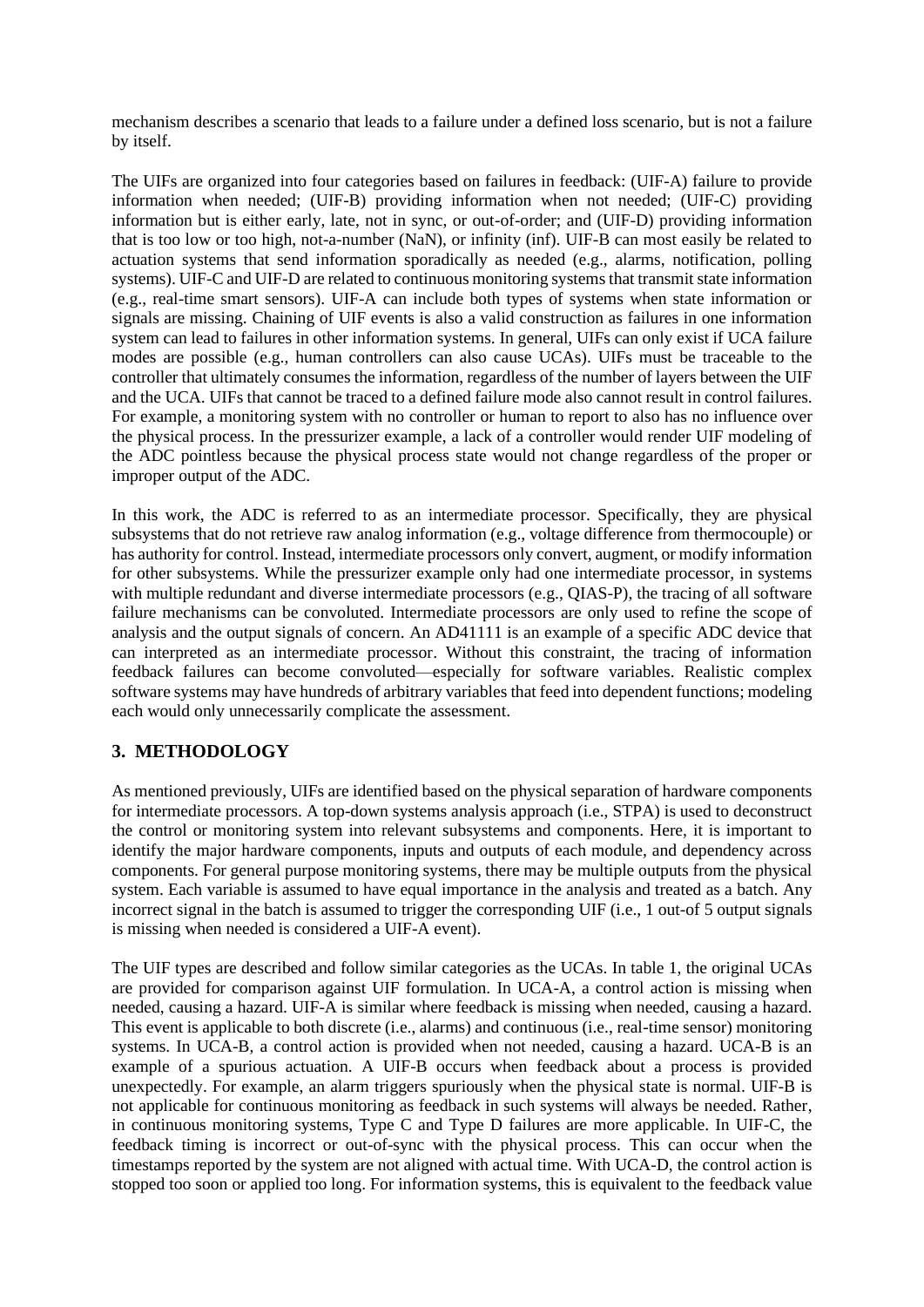mechanism describes a scenario that leads to a failure under a defined loss scenario, but is not a failure by itself.

The UIFs are organized into four categories based on failures in feedback: (UIF-A) failure to provide information when needed; (UIF-B) providing information when not needed; (UIF-C) providing information but is either early, late, not in sync, or out-of-order; and (UIF-D) providing information that is too low or too high, not-a-number (NaN), or infinity (inf). UIF-B can most easily be related to actuation systems that send information sporadically as needed (e.g., alarms, notification, polling systems). UIF-C and UIF-D are related to continuous monitoring systems that transmit state information (e.g., real-time smart sensors). UIF-A can include both types of systems when state information or signals are missing. Chaining of UIF events is also a valid construction as failures in one information system can lead to failures in other information systems. In general, UIFs can only exist if UCA failure modes are possible (e.g., human controllers can also cause UCAs). UIFs must be traceable to the controller that ultimately consumes the information, regardless of the number of layers between the UIF and the UCA. UIFs that cannot be traced to a defined failure mode also cannot result in control failures. For example, a monitoring system with no controller or human to report to also has no influence over the physical process. In the pressurizer example, a lack of a controller would render UIF modeling of the ADC pointless because the physical process state would not change regardless of the proper or improper output of the ADC.

In this work, the ADC is referred to as an intermediate processor. Specifically, they are physical subsystems that do not retrieve raw analog information (e.g., voltage difference from thermocouple) or has authority for control. Instead, intermediate processors only convert, augment, or modify information for other subsystems. While the pressurizer example only had one intermediate processor, in systems with multiple redundant and diverse intermediate processors (e.g., QIAS-P), the tracing of all software failure mechanisms can be convoluted. Intermediate processors are only used to refine the scope of analysis and the output signals of concern. An AD41111 is an example of a specific ADC device that can interpreted as an intermediate processor. Without this constraint, the tracing of information feedback failures can become convoluted—especially for software variables. Realistic complex software systems may have hundreds of arbitrary variables that feed into dependent functions; modeling each would only unnecessarily complicate the assessment.

## 3. METHODOLOGY

As mentioned previously, UIFs are identified based on the physical separation of hardware components for intermediate processors. A top-down systems analysis approach (i.e., STPA) is used to deconstruct the control or monitoring system into relevant subsystems and components. Here, it is important to identify the major hardware components, inputs and outputs of each module, and dependency across components. For general purpose monitoring systems, there may be multiple outputs from the physical system. Each variable is assumed to have equal importance in the analysis and treated as a batch. Any incorrect signal in the batch is assumed to trigger the corresponding UIF (i.e., 1 out-of 5 output signals is missing when needed is considered a UIF-A event).

The UIF types are described and follow similar categories as the UCAs. In table 1, the original UCAs are provided for comparison against UIF formulation. In UCA-A, a control action is missing when needed, causing a hazard. UIF-A is similar where feedback is missing when needed, causing a hazard. This event is applicable to both discrete (i.e., alarms) and continuous (i.e., real-time sensor) monitoring systems. In UCA-B, a control action is provided when not needed, causing a hazard. UCA-B is an example of a spurious actuation. A UIF-B occurs when feedback about a process is provided unexpectedly. For example, an alarm triggers spuriously when the physical state is normal. UIF-B is not applicable for continuous monitoring as feedback in such systems will always be needed. Rather, in continuous monitoring systems, Type C and Type D failures are more applicable. In UIF-C, the feedback timing is incorrect or out-of-sync with the physical process. This can occur when the timestamps reported by the system are not aligned with actual time. With UCA-D, the control action is stopped too soon or applied too long. For information systems, this is equivalent to the feedback value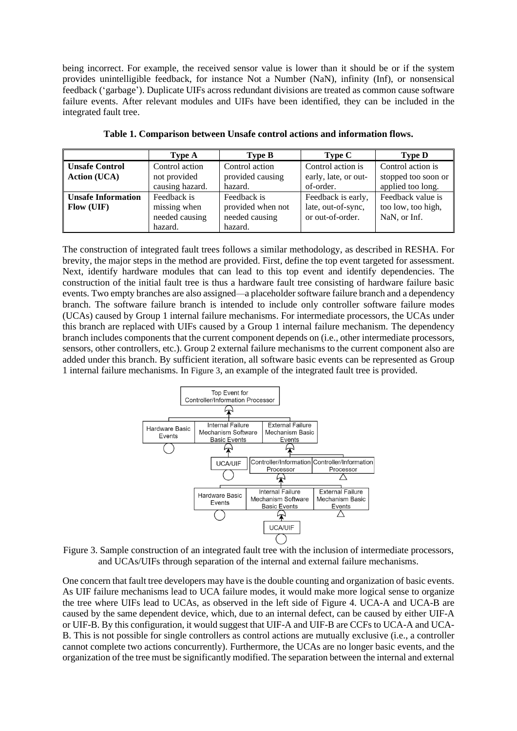being incorrect. For example, the received sensor value is lower than it should be or if the system provides unintelligible feedback, for instance Not a Number (NaN), infinity (Inf), or nonsensical feedback ('garbage'). Duplicate UIFs across redundant divisions are treated as common cause software failure events. After relevant modules and UIFs have been identified, they can be included in the integrated fault tree.

**Table 1. Comparison between Unsafe control actions and information flows.**

| | Type A | Type B | Type C | Type D |
|---|---|---|---|---|
| **Unsafe Control Action (UCA)** | Control action not provided causing hazard. | Control action provided causing hazard. | Control action is early, late, or out-of-order. | Control action is stopped too soon or applied too long. |
| **Unsafe Information Flow (UIF)** | Feedback is missing when needed causing hazard. | Feedback is provided when not needed causing hazard. | Feedback is early, late, out-of-sync, or out-of-order. | Feedback value is too low, too high, NaN, or Inf. |

The construction of integrated fault trees follows a similar methodology, as described in RESHA. For brevity, the major steps in the method are provided. First, define the top event targeted for assessment. Next, identify hardware modules that can lead to this top event and identify dependencies. The construction of the initial fault tree is thus a hardware fault tree consisting of hardware failure basic events. Two empty branches are also assigned—a placeholder software failure branch and a dependency branch. The software failure branch is intended to include only controller software failure modes (UCAs) caused by Group 1 internal failure mechanisms. For intermediate processors, the UCAs under this branch are replaced with UIFs caused by a Group 1 internal failure mechanism. The dependency branch includes components that the current component depends on (i.e., other intermediate processors, sensors, other controllers, etc.). Group 2 external failure mechanisms to the current component also are added under this branch. By sufficient iteration, all software basic events can be represented as Group 1 internal failure mechanisms. In Figure 3, an example of the integrated fault tree is provided.

Figure 3. Sample construction of an integrated fault tree with the inclusion of intermediate processors, and UCAs/UIFs through separation of the internal and external failure mechanisms.

One concern that fault tree developers may have is the double counting and organization of basic events. As UIF failure mechanisms lead to UCA failure modes, it would make more logical sense to organize the tree where UIFs lead to UCAs, as observed in the left side of Figure 4. UCA-A and UCA-B are caused by the same dependent device, which, due to an internal defect, can be caused by either UIF-A or UIF-B. By this configuration, it would suggest that UIF-A and UIF-B are CCFs to UCA-A and UCA-B. This is not possible for single controllers as control actions are mutually exclusive (i.e., a controller cannot complete two actions concurrently). Furthermore, the UCAs are no longer basic events, and the organization of the tree must be significantly modified. The separation between the internal and external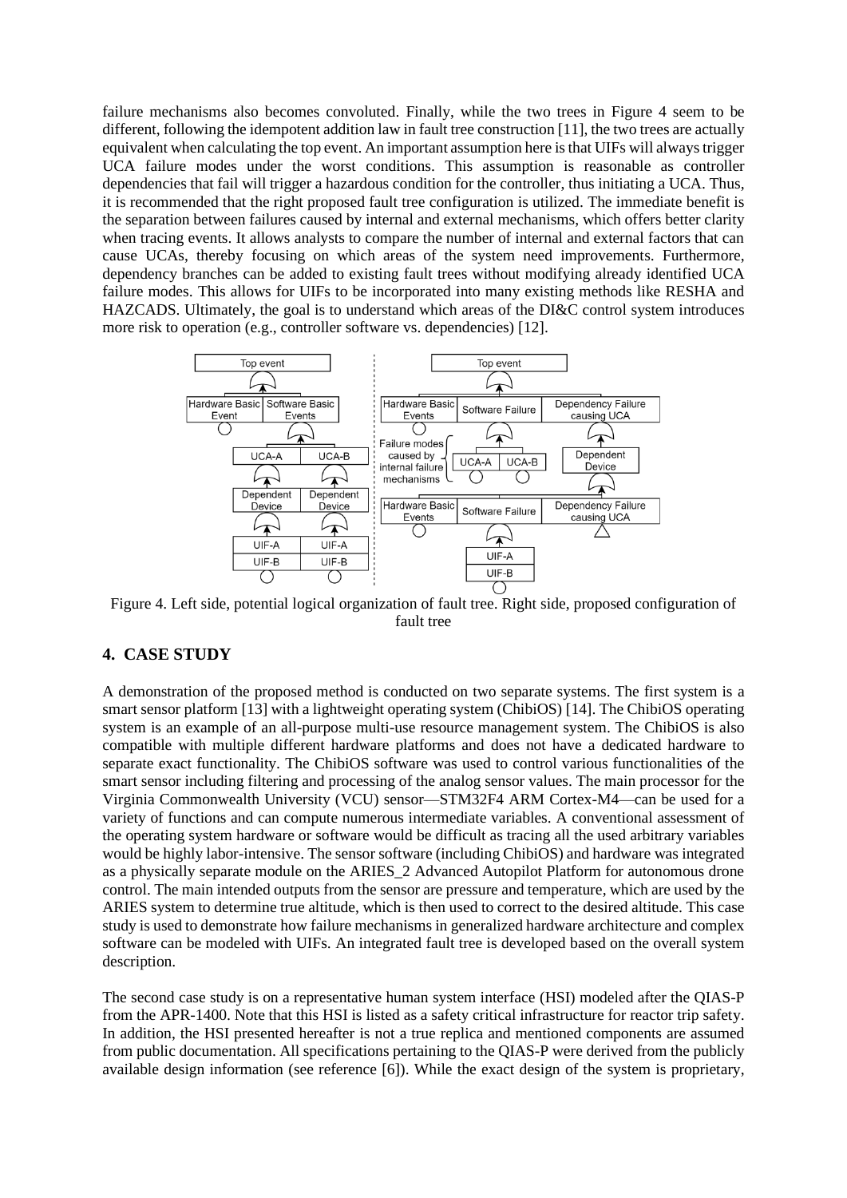failure mechanisms also becomes convoluted. Finally, while the two trees in Figure 4 seem to be different, following the idempotent addition law in fault tree construction [11], the two trees are actually equivalent when calculating the top event. An important assumption here is that UIFs will always trigger UCA failure modes under the worst conditions. This assumption is reasonable as controller dependencies that fail will trigger a hazardous condition for the controller, thus initiating a UCA. Thus, it is recommended that the right proposed fault tree configuration is utilized. The immediate benefit is the separation between failures caused by internal and external mechanisms, which offers better clarity when tracing events. It allows analysts to compare the number of internal and external factors that can cause UCAs, thereby focusing on which areas of the system need improvements. Furthermore, dependency branches can be added to existing fault trees without modifying already identified UCA failure modes. This allows for UIFs to be incorporated into many existing methods like RESHA and HAZCADS. Ultimately, the goal is to understand which areas of the DI&C control system introduces more risk to operation (e.g., controller software vs. dependencies) [12].

Figure 4. Left side, potential logical organization of fault tree. Right side, proposed configuration of fault tree

## 4. CASE STUDY

A demonstration of the proposed method is conducted on two separate systems. The first system is a smart sensor platform [13] with a lightweight operating system (ChibiOS) [14]. The ChibiOS operating system is an example of an all-purpose multi-use resource management system. The ChibiOS is also compatible with multiple different hardware platforms and does not have a dedicated hardware to separate exact functionality. The ChibiOS software was used to control various functionalities of the smart sensor including filtering and processing of the analog sensor values. The main processor for the Virginia Commonwealth University (VCU) sensor—STM32F4 ARM Cortex-M4—can be used for a variety of functions and can compute numerous intermediate variables. A conventional assessment of the operating system hardware or software would be difficult as tracing all the used arbitrary variables would be highly labor-intensive. The sensor software (including ChibiOS) and hardware was integrated as a physically separate module on the ARIES_2 Advanced Autopilot Platform for autonomous drone control. The main intended outputs from the sensor are pressure and temperature, which are used by the ARIES system to determine true altitude, which is then used to correct to the desired altitude. This case study is used to demonstrate how failure mechanisms in generalized hardware architecture and complex software can be modeled with UIFs. An integrated fault tree is developed based on the overall system description.

The second case study is on a representative human system interface (HSI) modeled after the QIAS-P from the APR-1400. Note that this HSI is listed as a safety critical infrastructure for reactor trip safety. In addition, the HSI presented hereafter is not a true replica and mentioned components are assumed from public documentation. All specifications pertaining to the QIAS-P were derived from the publicly available design information (see reference [6]). While the exact design of the system is proprietary,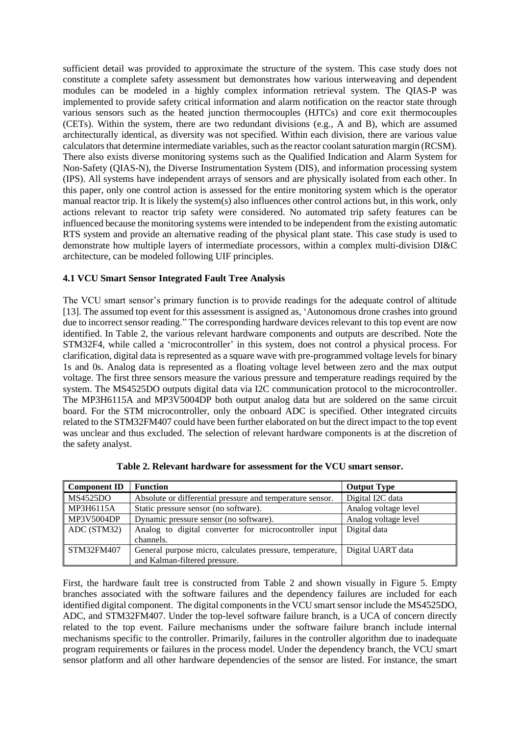sufficient detail was provided to approximate the structure of the system. This case study does not constitute a complete safety assessment but demonstrates how various interweaving and dependent modules can be modeled in a highly complex information retrieval system. The QIAS-P was implemented to provide safety critical information and alarm notification on the reactor state through various sensors such as the heated junction thermocouples (HJTCs) and core exit thermocouples (CETs). Within the system, there are two redundant divisions (e.g., A and B), which are assumed architecturally identical, as diversity was not specified. Within each division, there are various value calculators that determine intermediate variables, such as the reactor coolant saturation margin (RCSM). There also exists diverse monitoring systems such as the Qualified Indication and Alarm System for Non-Safety (QIAS-N), the Diverse Instrumentation System (DIS), and information processing system (IPS). All systems have independent arrays of sensors and are physically isolated from each other. In this paper, only one control action is assessed for the entire monitoring system which is the operator manual reactor trip. It is likely the system(s) also influences other control actions but, in this work, only actions relevant to reactor trip safety were considered. No automated trip safety features can be influenced because the monitoring systems were intended to be independent from the existing automatic RTS system and provide an alternative reading of the physical plant state. This case study is used to demonstrate how multiple layers of intermediate processors, within a complex multi-division DI&C architecture, can be modeled following UIF principles.

### 4.1 VCU Smart Sensor Integrated Fault Tree Analysis

The VCU smart sensor's primary function is to provide readings for the adequate control of altitude [13]. The assumed top event for this assessment is assigned as, 'Autonomous drone crashes into ground due to incorrect sensor reading." The corresponding hardware devices relevant to this top event are now identified. In Table 2, the various relevant hardware components and outputs are described. Note the STM32F4, while called a 'microcontroller' in this system, does not control a physical process. For clarification, digital data is represented as a square wave with pre-programmed voltage levels for binary 1s and 0s. Analog data is represented as a floating voltage level between zero and the max output voltage. The first three sensors measure the various pressure and temperature readings required by the system. The MS4525DO outputs digital data via I2C communication protocol to the microcontroller. The MP3H6115A and MP3V5004DP both output analog data but are soldered on the same circuit board. For the STM microcontroller, only the onboard ADC is specified. Other integrated circuits related to the STM32FM407 could have been further elaborated on but the direct impact to the top event was unclear and thus excluded. The selection of relevant hardware components is at the discretion of the safety analyst.

**Table 2. Relevant hardware for assessment for the VCU smart sensor.**

| Component ID | Function | Output Type |
|---|---|---|
| MS4525DO | Absolute or differential pressure and temperature sensor. | Digital I2C data |
| MP3H6115A | Static pressure sensor (no software). | Analog voltage level |
| MP3V5004DP | Dynamic pressure sensor (no software). | Analog voltage level |
| ADC (STM32) | Analog to digital converter for microcontroller input channels. | Digital data |
| STM32FM407 | General purpose micro, calculates pressure, temperature, and Kalman-filtered pressure. | Digital UART data |

First, the hardware fault tree is constructed from Table 2 and shown visually in Figure 5. Empty branches associated with the software failures and the dependency failures are included for each identified digital component. The digital components in the VCU smart sensor include the MS4525DO, ADC, and STM32FM407. Under the top-level software failure branch, is a UCA of concern directly related to the top event. Failure mechanisms under the software failure branch include internal mechanisms specific to the controller. Primarily, failures in the controller algorithm due to inadequate program requirements or failures in the process model. Under the dependency branch, the VCU smart sensor platform and all other hardware dependencies of the sensor are listed. For instance, the smart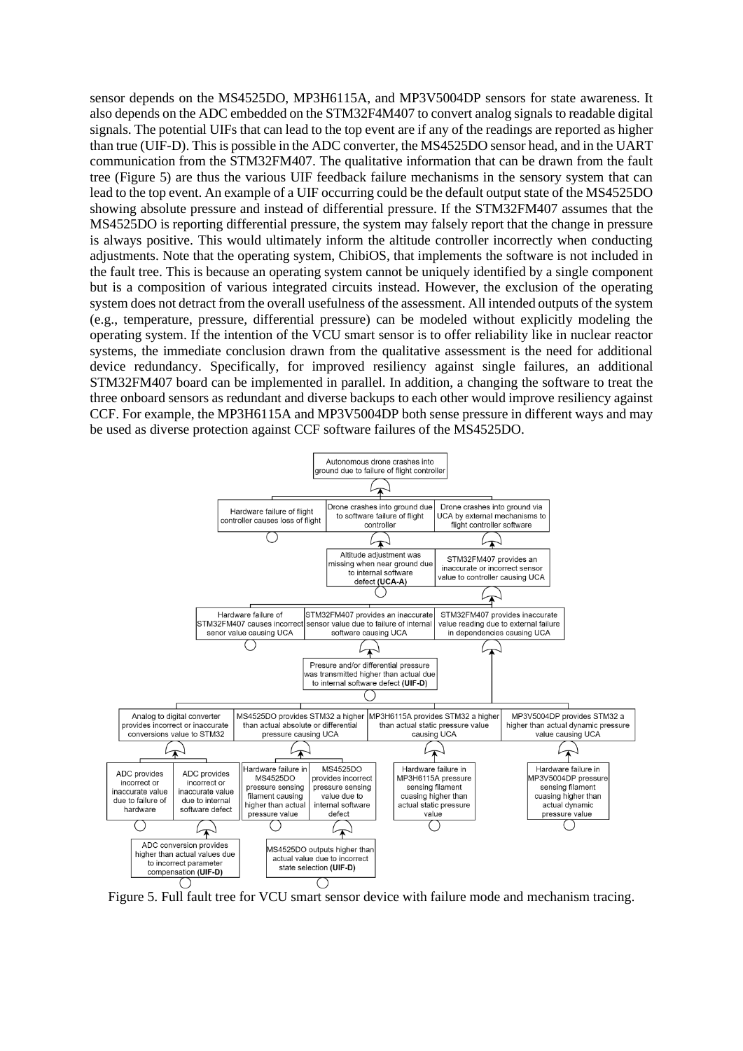sensor depends on the MS4525DO, MP3H6115A, and MP3V5004DP sensors for state awareness. It also depends on the ADC embedded on the STM32F4M407 to convert analog signals to readable digital signals. The potential UIFs that can lead to the top event are if any of the readings are reported as higher than true (UIF-D). This is possible in the ADC converter, the MS4525DO sensor head, and in the UART communication from the STM32FM407. The qualitative information that can be drawn from the fault tree (Figure 5) are thus the various UIF feedback failure mechanisms in the sensory system that can lead to the top event. An example of a UIF occurring could be the default output state of the MS4525DO showing absolute pressure and instead of differential pressure. If the STM32FM407 assumes that the MS4525DO is reporting differential pressure, the system may falsely report that the change in pressure is always positive. This would ultimately inform the altitude controller incorrectly when conducting adjustments. Note that the operating system, ChibiOS, that implements the software is not included in the fault tree. This is because an operating system cannot be uniquely identified by a single component but is a composition of various integrated circuits instead. However, the exclusion of the operating system does not detract from the overall usefulness of the assessment. All intended outputs of the system (e.g., temperature, pressure, differential pressure) can be modeled without explicitly modeling the operating system. If the intention of the VCU smart sensor is to offer reliability like in nuclear reactor systems, the immediate conclusion drawn from the qualitative assessment is the need for additional device redundancy. Specifically, for improved resiliency against single failures, an additional STM32FM407 board can be implemented in parallel. In addition, a changing the software to treat the three onboard sensors as redundant and diverse backups to each other would improve resiliency against CCF. For example, the MP3H6115A and MP3V5004DP both sense pressure in different ways and may be used as diverse protection against CCF software failures of the MS4525DO.

Figure 5. Full fault tree for VCU smart sensor device with failure mode and mechanism tracing.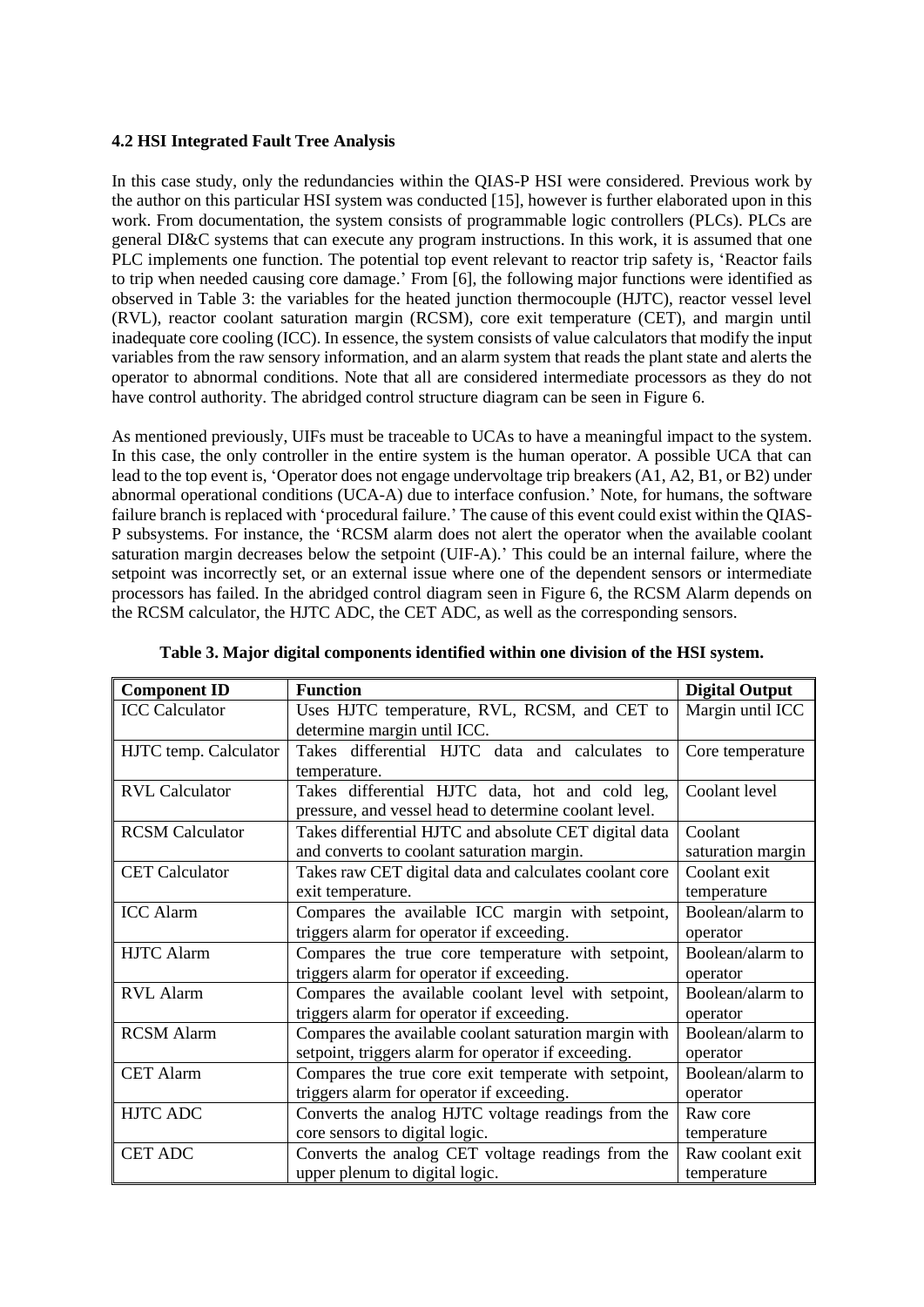### 4.2 HSI Integrated Fault Tree Analysis

In this case study, only the redundancies within the QIAS-P HSI were considered. Previous work by the author on this particular HSI system was conducted [15], however is further elaborated upon in this work. From documentation, the system consists of programmable logic controllers (PLCs). PLCs are general DI&C systems that can execute any program instructions. In this work, it is assumed that one PLC implements one function. The potential top event relevant to reactor trip safety is, 'Reactor fails to trip when needed causing core damage.' From [6], the following major functions were identified as observed in Table 3: the variables for the heated junction thermocouple (HJTC), reactor vessel level (RVL), reactor coolant saturation margin (RCSM), core exit temperature (CET), and margin until inadequate core cooling (ICC). In essence, the system consists of value calculators that modify the input variables from the raw sensory information, and an alarm system that reads the plant state and alerts the operator to abnormal conditions. Note that all are considered intermediate processors as they do not have control authority. The abridged control structure diagram can be seen in Figure 6.

As mentioned previously, UIFs must be traceable to UCAs to have a meaningful impact to the system. In this case, the only controller in the entire system is the human operator. A possible UCA that can lead to the top event is, 'Operator does not engage undervoltage trip breakers (A1, A2, B1, or B2) under abnormal operational conditions (UCA-A) due to interface confusion.' Note, for humans, the software failure branch is replaced with 'procedural failure.' The cause of this event could exist within the QIAS-P subsystems. For instance, the 'RCSM alarm does not alert the operator when the available coolant saturation margin decreases below the setpoint (UIF-A).' This could be an internal failure, where the setpoint was incorrectly set, or an external issue where one of the dependent sensors or intermediate processors has failed. In the abridged control diagram seen in Figure 6, the RCSM Alarm depends on the RCSM calculator, the HJTC ADC, the CET ADC, as well as the corresponding sensors.

**Table 3. Major digital components identified within one division of the HSI system.**

| Component ID | Function | Digital Output |
|---|---|---|
| ICC Calculator | Uses HJTC temperature, RVL, RCSM, and CET to determine margin until ICC. | Margin until ICC |
| HJTC temp. Calculator | Takes differential HJTC data and calculates to temperature. | Core temperature |
| RVL Calculator | Takes differential HJTC data, hot and cold leg, pressure, and vessel head to determine coolant level. | Coolant level |
| RCSM Calculator | Takes differential HJTC and absolute CET digital data and converts to coolant saturation margin. | Coolant saturation margin |
| CET Calculator | Takes raw CET digital data and calculates coolant core exit temperature. | Coolant exit temperature |
| ICC Alarm | Compares the available ICC margin with setpoint, triggers alarm for operator if exceeding. | Boolean/alarm to operator |
| HJTC Alarm | Compares the true core temperature with setpoint, triggers alarm for operator if exceeding. | Boolean/alarm to operator |
| RVL Alarm | Compares the available coolant level with setpoint, triggers alarm for operator if exceeding. | Boolean/alarm to operator |
| RCSM Alarm | Compares the available coolant saturation margin with setpoint, triggers alarm for operator if exceeding. | Boolean/alarm to operator |
| CET Alarm | Compares the true core exit temperate with setpoint, triggers alarm for operator if exceeding. | Boolean/alarm to operator |
| HJTC ADC | Converts the analog HJTC voltage readings from the core sensors to digital logic. | Raw core temperature |
| CET ADC | Converts the analog CET voltage readings from the upper plenum to digital logic. | Raw coolant exit temperature |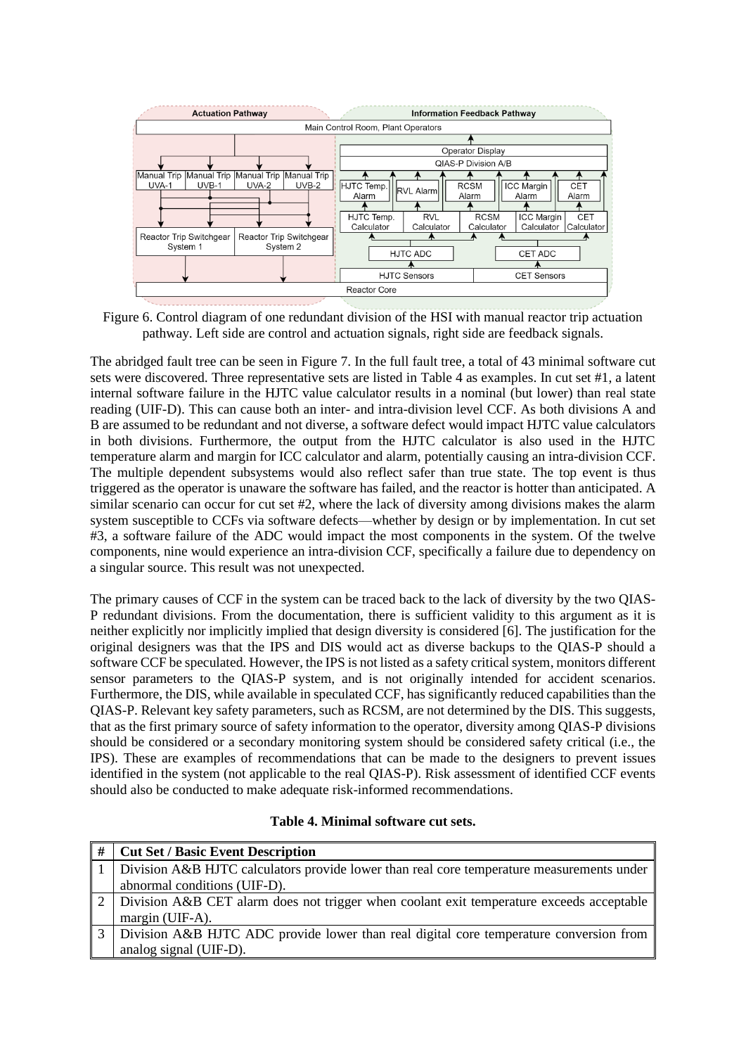Figure 6. Control diagram of one redundant division of the HSI with manual reactor trip actuation pathway. Left side are control and actuation signals, right side are feedback signals.

The abridged fault tree can be seen in Figure 7. In the full fault tree, a total of 43 minimal software cut sets were discovered. Three representative sets are listed in Table 4 as examples. In cut set #1, a latent internal software failure in the HJTC value calculator results in a nominal (but lower) than real state reading (UIF-D). This can cause both an inter- and intra-division level CCF. As both divisions A and B are assumed to be redundant and not diverse, a software defect would impact HJTC value calculators in both divisions. Furthermore, the output from the HJTC calculator is also used in the HJTC temperature alarm and margin for ICC calculator and alarm, potentially causing an intra-division CCF. The multiple dependent subsystems would also reflect safer than true state. The top event is thus triggered as the operator is unaware the software has failed, and the reactor is hotter than anticipated. A similar scenario can occur for cut set #2, where the lack of diversity among divisions makes the alarm system susceptible to CCFs via software defects—whether by design or by implementation. In cut set #3, a software failure of the ADC would impact the most components in the system. Of the twelve components, nine would experience an intra-division CCF, specifically a failure due to dependency on a singular source. This result was not unexpected.

The primary causes of CCF in the system can be traced back to the lack of diversity by the two QIAS-P redundant divisions. From the documentation, there is sufficient validity to this argument as it is neither explicitly nor implicitly implied that design diversity is considered [6]. The justification for the original designers was that the IPS and DIS would act as diverse backups to the QIAS-P should a software CCF be speculated. However, the IPS is not listed as a safety critical system, monitors different sensor parameters to the QIAS-P system, and is not originally intended for accident scenarios. Furthermore, the DIS, while available in speculated CCF, has significantly reduced capabilities than the QIAS-P. Relevant key safety parameters, such as RCSM, are not determined by the DIS. This suggests, that as the first primary source of safety information to the operator, diversity among QIAS-P divisions should be considered or a secondary monitoring system should be considered safety critical (i.e., the IPS). These are examples of recommendations that can be made to the designers to prevent issues identified in the system (not applicable to the real QIAS-P). Risk assessment of identified CCF events should also be conducted to make adequate risk-informed recommendations.

**Table 4. Minimal software cut sets.**

| # | Cut Set / Basic Event Description |
|---|---|
| 1 | Division A&B HJTC calculators provide lower than real core temperature measurements under abnormal conditions (UIF-D). |
| 2 | Division A&B CET alarm does not trigger when coolant exit temperature exceeds acceptable margin (UIF-A). |
| 3 | Division A&B HJTC ADC provide lower than real digital core temperature conversion from analog signal (UIF-D). |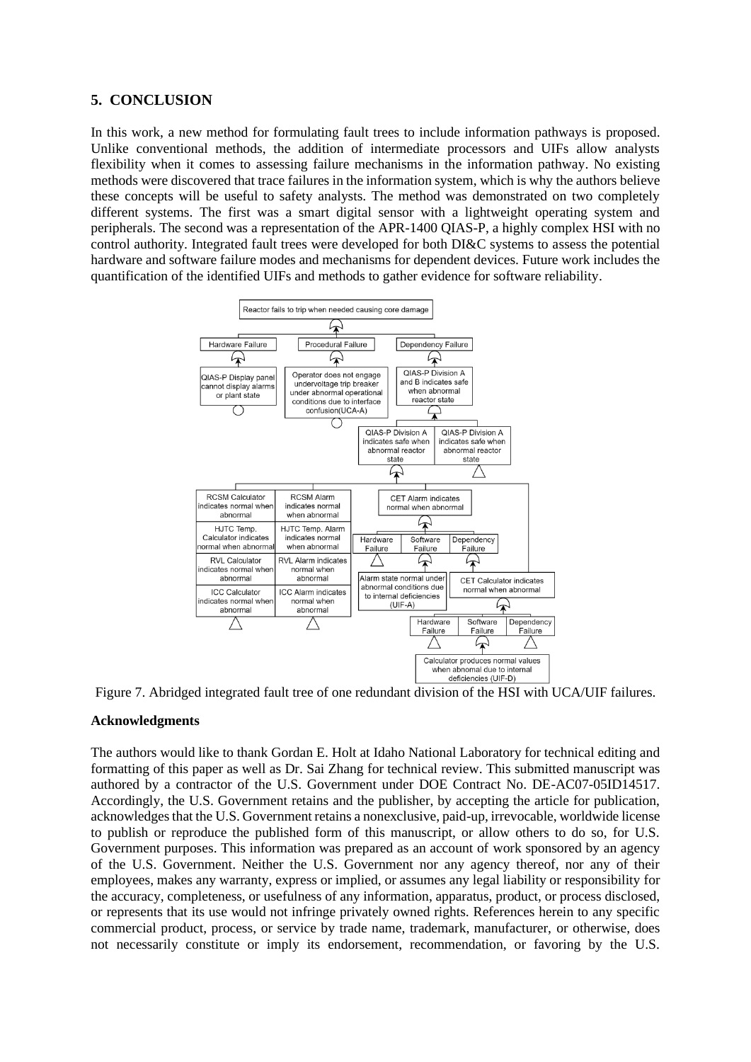## 5. CONCLUSION

In this work, a new method for formulating fault trees to include information pathways is proposed. Unlike conventional methods, the addition of intermediate processors and UIFs allow analysts flexibility when it comes to assessing failure mechanisms in the information pathway. No existing methods were discovered that trace failures in the information system, which is why the authors believe these concepts will be useful to safety analysts. The method was demonstrated on two completely different systems. The first was a smart digital sensor with a lightweight operating system and peripherals. The second was a representation of the APR-1400 QIAS-P, a highly complex HSI with no control authority. Integrated fault trees were developed for both DI&C systems to assess the potential hardware and software failure modes and mechanisms for dependent devices. Future work includes the quantification of the identified UIFs and methods to gather evidence for software reliability.

Figure 7. Abridged integrated fault tree of one redundant division of the HSI with UCA/UIF failures.

### Acknowledgments

The authors would like to thank Gordan E. Holt at Idaho National Laboratory for technical editing and formatting of this paper as well as Dr. Sai Zhang for technical review. This submitted manuscript was authored by a contractor of the U.S. Government under DOE Contract No. DE-AC07-05ID14517. Accordingly, the U.S. Government retains and the publisher, by accepting the article for publication, acknowledges that the U.S. Government retains a nonexclusive, paid-up, irrevocable, worldwide license to publish or reproduce the published form of this manuscript, or allow others to do so, for U.S. Government purposes. This information was prepared as an account of work sponsored by an agency of the U.S. Government. Neither the U.S. Government nor any agency thereof, nor any of their employees, makes any warranty, express or implied, or assumes any legal liability or responsibility for the accuracy, completeness, or usefulness of any information, apparatus, product, or process disclosed, or represents that its use would not infringe privately owned rights. References herein to any specific commercial product, process, or service by trade name, trademark, manufacturer, or otherwise, does not necessarily constitute or imply its endorsement, recommendation, or favoring by the U.S.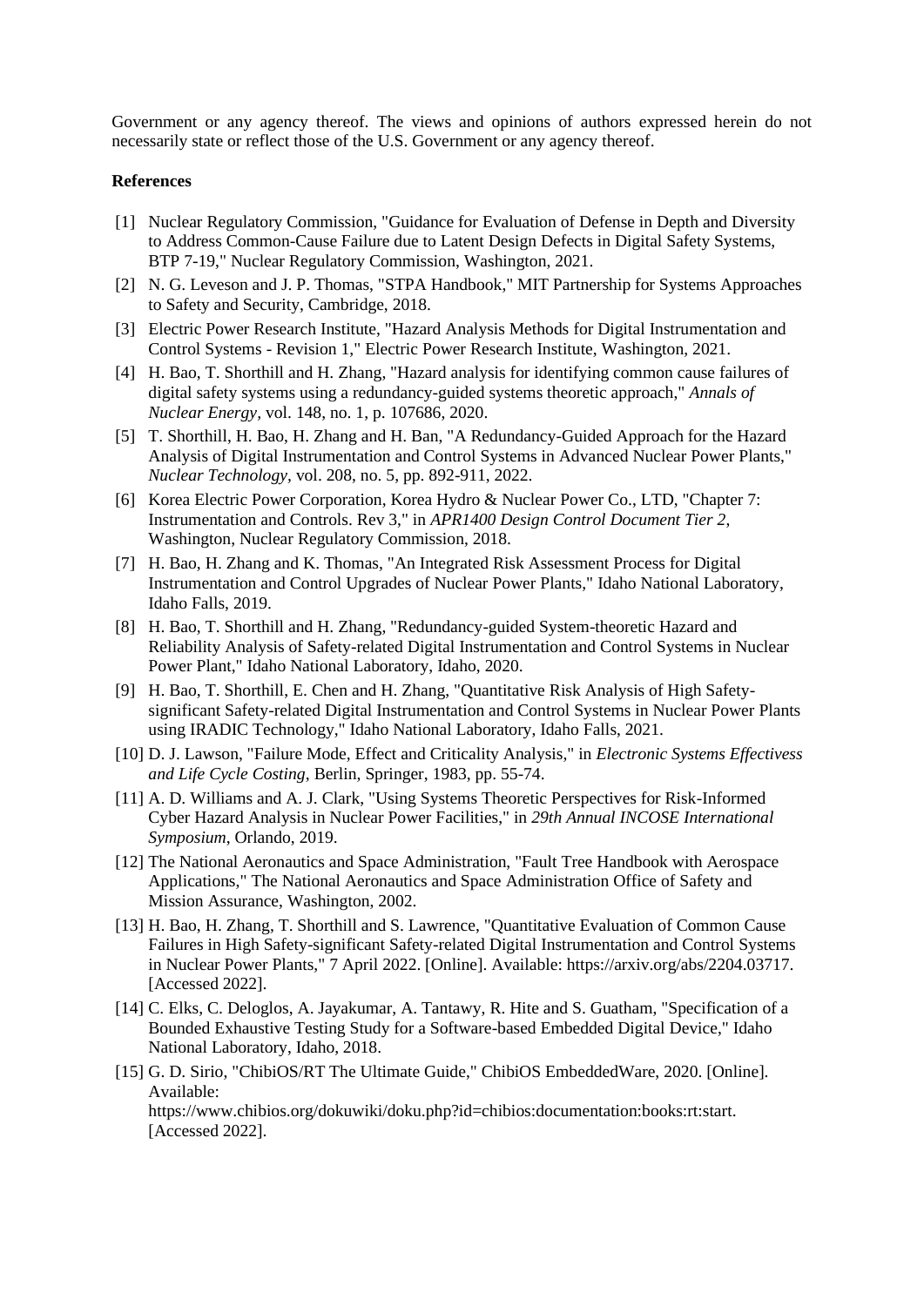Government or any agency thereof. The views and opinions of authors expressed herein do not necessarily state or reflect those of the U.S. Government or any agency thereof.

**References**

[1] Nuclear Regulatory Commission, "Guidance for Evaluation of Defense in Depth and Diversity to Address Common-Cause Failure due to Latent Design Defects in Digital Safety Systems, BTP 7-19," Nuclear Regulatory Commission, Washington, 2021.

[2] N. G. Leveson and J. P. Thomas, "STPA Handbook," MIT Partnership for Systems Approaches to Safety and Security, Cambridge, 2018.

[3] Electric Power Research Institute, "Hazard Analysis Methods for Digital Instrumentation and Control Systems - Revision 1," Electric Power Research Institute, Washington, 2021.

[4] H. Bao, T. Shorthill and H. Zhang, "Hazard analysis for identifying common cause failures of digital safety systems using a redundancy-guided systems theoretic approach," *Annals of Nuclear Energy,* vol. 148, no. 1, p. 107686, 2020.

[5] T. Shorthill, H. Bao, H. Zhang and H. Ban, "A Redundancy-Guided Approach for the Hazard Analysis of Digital Instrumentation and Control Systems in Advanced Nuclear Power Plants," *Nuclear Technology,* vol. 208, no. 5, pp. 892-911, 2022.

[6] Korea Electric Power Corporation, Korea Hydro & Nuclear Power Co., LTD, "Chapter 7: Instrumentation and Controls. Rev 3," in *APR1400 Design Control Document Tier 2*, Washington, Nuclear Regulatory Commission, 2018.

[7] H. Bao, H. Zhang and K. Thomas, "An Integrated Risk Assessment Process for Digital Instrumentation and Control Upgrades of Nuclear Power Plants," Idaho National Laboratory, Idaho Falls, 2019.

[8] H. Bao, T. Shorthill and H. Zhang, "Redundancy-guided System-theoretic Hazard and Reliability Analysis of Safety-related Digital Instrumentation and Control Systems in Nuclear Power Plant," Idaho National Laboratory, Idaho, 2020.

[9] H. Bao, T. Shorthill, E. Chen and H. Zhang, "Quantitative Risk Analysis of High Safety-significant Safety-related Digital Instrumentation and Control Systems in Nuclear Power Plants using IRADIC Technology," Idaho National Laboratory, Idaho Falls, 2021.

[10] D. J. Lawson, "Failure Mode, Effect and Criticality Analysis," in *Electronic Systems Effectivess and Life Cycle Costing*, Berlin, Springer, 1983, pp. 55-74.

[11] A. D. Williams and A. J. Clark, "Using Systems Theoretic Perspectives for Risk-Informed Cyber Hazard Analysis in Nuclear Power Facilities," in *29th Annual INCOSE International Symposium*, Orlando, 2019.

[12] The National Aeronautics and Space Administration, "Fault Tree Handbook with Aerospace Applications," The National Aeronautics and Space Administration Office of Safety and Mission Assurance, Washington, 2002.

[13] H. Bao, H. Zhang, T. Shorthill and S. Lawrence, "Quantitative Evaluation of Common Cause Failures in High Safety-significant Safety-related Digital Instrumentation and Control Systems in Nuclear Power Plants," 7 April 2022. [Online]. Available: https://arxiv.org/abs/2204.03717. [Accessed 2022].

[14] C. Elks, C. Deloglos, A. Jayakumar, A. Tantawy, R. Hite and S. Guatham, "Specification of a Bounded Exhaustive Testing Study for a Software-based Embedded Digital Device," Idaho National Laboratory, Idaho, 2018.

[15] G. D. Sirio, "ChibiOS/RT The Ultimate Guide," ChibiOS EmbeddedWare, 2020. [Online]. Available: https://www.chibios.org/dokuwiki/doku.php?id=chibios:documentation:books:rt:start. [Accessed 2022].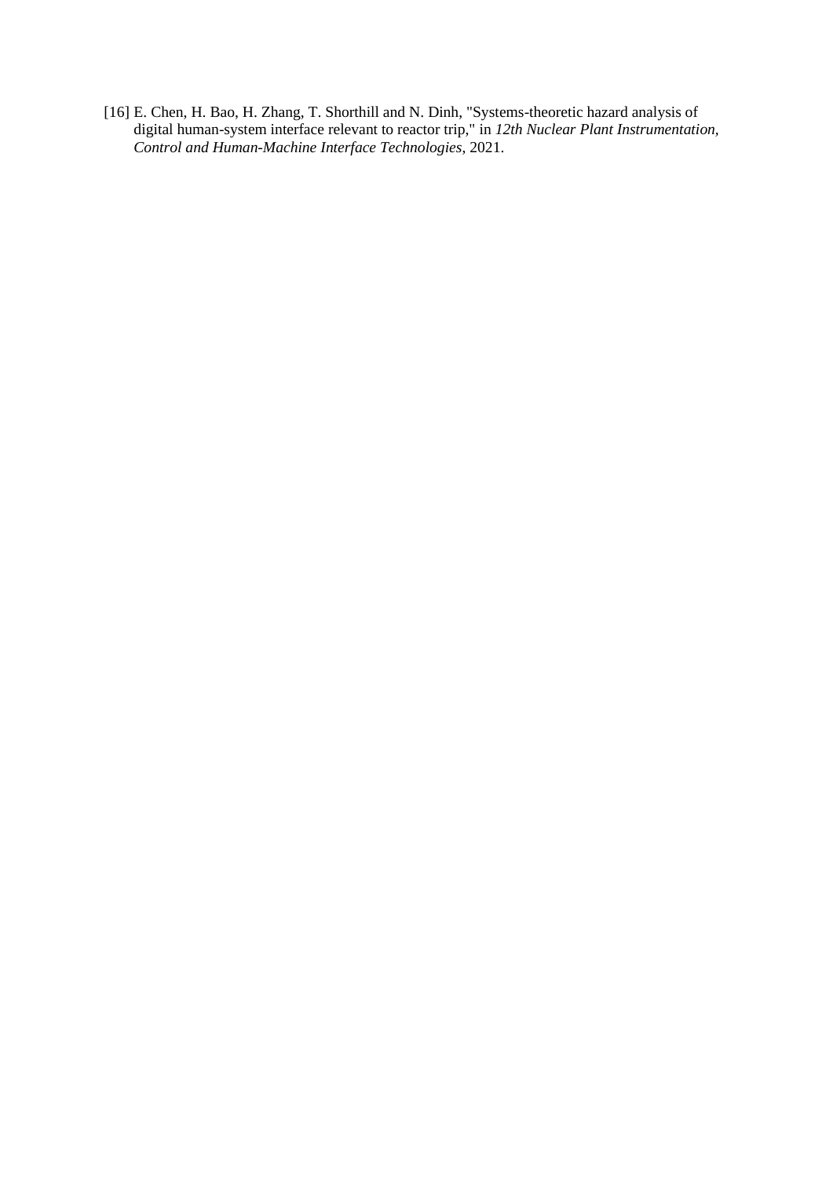[16] E. Chen, H. Bao, H. Zhang, T. Shorthill and N. Dinh, "Systems-theoretic hazard analysis of digital human-system interface relevant to reactor trip," in *12th Nuclear Plant Instrumentation, Control and Human-Machine Interface Technologies*, 2021.